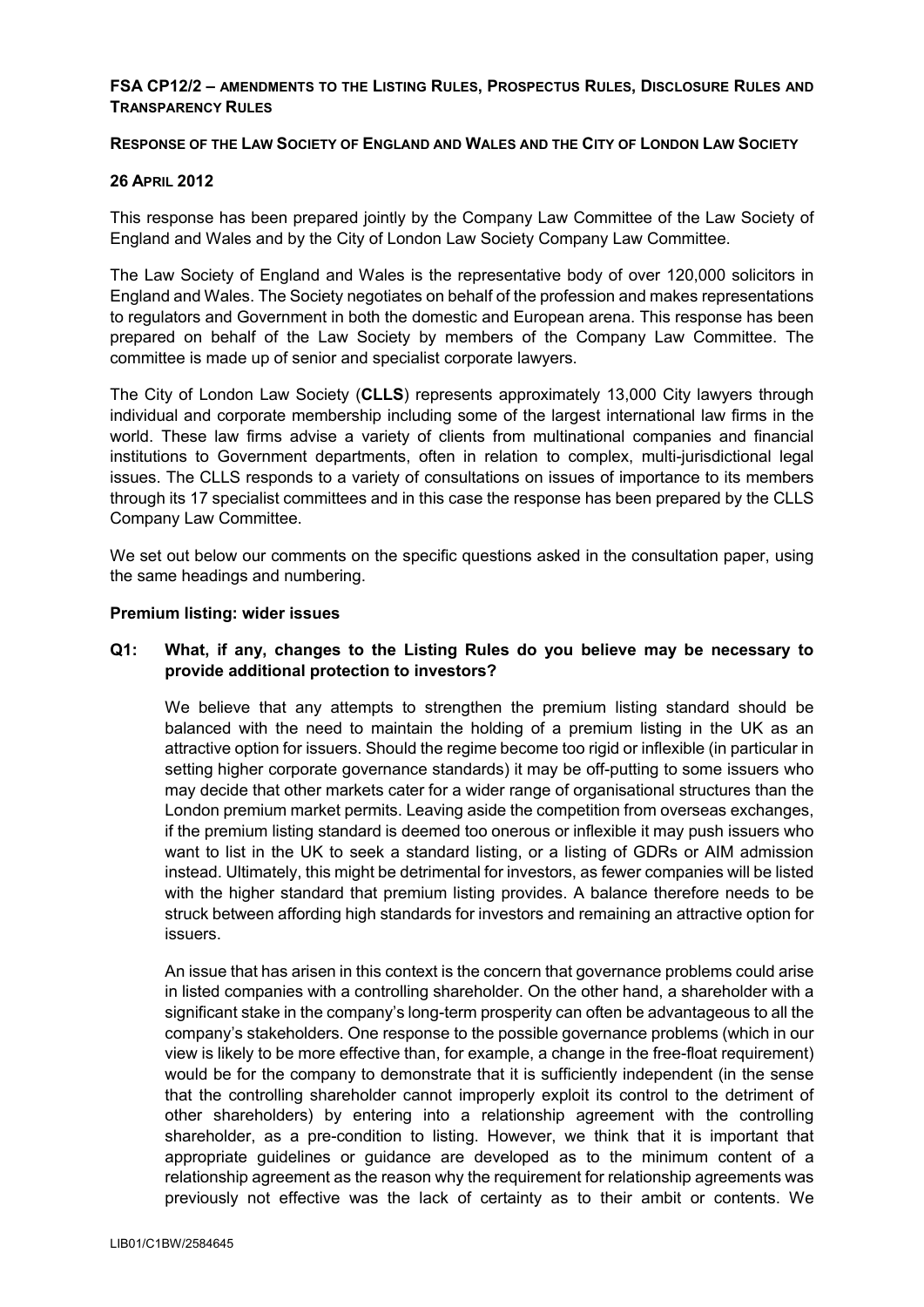**FSA CP12/2 – AMENDMENTS TO THE LISTING RULES, PROSPECTUS RULES, DISCLOSURE RULES AND TRANSPARENCY RULES**

**RESPONSE OF THE LAW SOCIETY OF ENGLAND AND WALES AND THE CITY OF LONDON LAW SOCIETY**

**26 APRIL 2012**

This response has been prepared jointly by the Company Law Committee of the Law Society of England and Wales and by the City of London Law Society Company Law Committee.

The Law Society of England and Wales is the representative body of over 120,000 solicitors in England and Wales. The Society negotiates on behalf of the profession and makes representations to regulators and Government in both the domestic and European arena. This response has been prepared on behalf of the Law Society by members of the Company Law Committee. The committee is made up of senior and specialist corporate lawyers.

The City of London Law Society (**CLLS**) represents approximately 13,000 City lawyers through individual and corporate membership including some of the largest international law firms in the world. These law firms advise a variety of clients from multinational companies and financial institutions to Government departments, often in relation to complex, multi-jurisdictional legal issues. The CLLS responds to a variety of consultations on issues of importance to its members through its 17 specialist committees and in this case the response has been prepared by the CLLS Company Law Committee.

We set out below our comments on the specific questions asked in the consultation paper, using the same headings and numbering.

**Premium listing: wider issues**

**Q1: What, if any, changes to the Listing Rules do you believe may be necessary to provide additional protection to investors?**

We believe that any attempts to strengthen the premium listing standard should be balanced with the need to maintain the holding of a premium listing in the UK as an attractive option for issuers. Should the regime become too rigid or inflexible (in particular in setting higher corporate governance standards) it may be off-putting to some issuers who may decide that other markets cater for a wider range of organisational structures than the London premium market permits. Leaving aside the competition from overseas exchanges, if the premium listing standard is deemed too onerous or inflexible it may push issuers who want to list in the UK to seek a standard listing, or a listing of GDRs or AIM admission instead. Ultimately, this might be detrimental for investors, as fewer companies will be listed with the higher standard that premium listing provides. A balance therefore needs to be struck between affording high standards for investors and remaining an attractive option for issuers.

An issue that has arisen in this context is the concern that governance problems could arise in listed companies with a controlling shareholder. On the other hand, a shareholder with a significant stake in the company's long-term prosperity can often be advantageous to all the company's stakeholders. One response to the possible governance problems (which in our view is likely to be more effective than, for example, a change in the free-float requirement) would be for the company to demonstrate that it is sufficiently independent (in the sense that the controlling shareholder cannot improperly exploit its control to the detriment of other shareholders) by entering into a relationship agreement with the controlling shareholder, as a pre-condition to listing. However, we think that it is important that appropriate guidelines or guidance are developed as to the minimum content of a relationship agreement as the reason why the requirement for relationship agreements was previously not effective was the lack of certainty as to their ambit or contents. We

LIB01/C1BW/2584645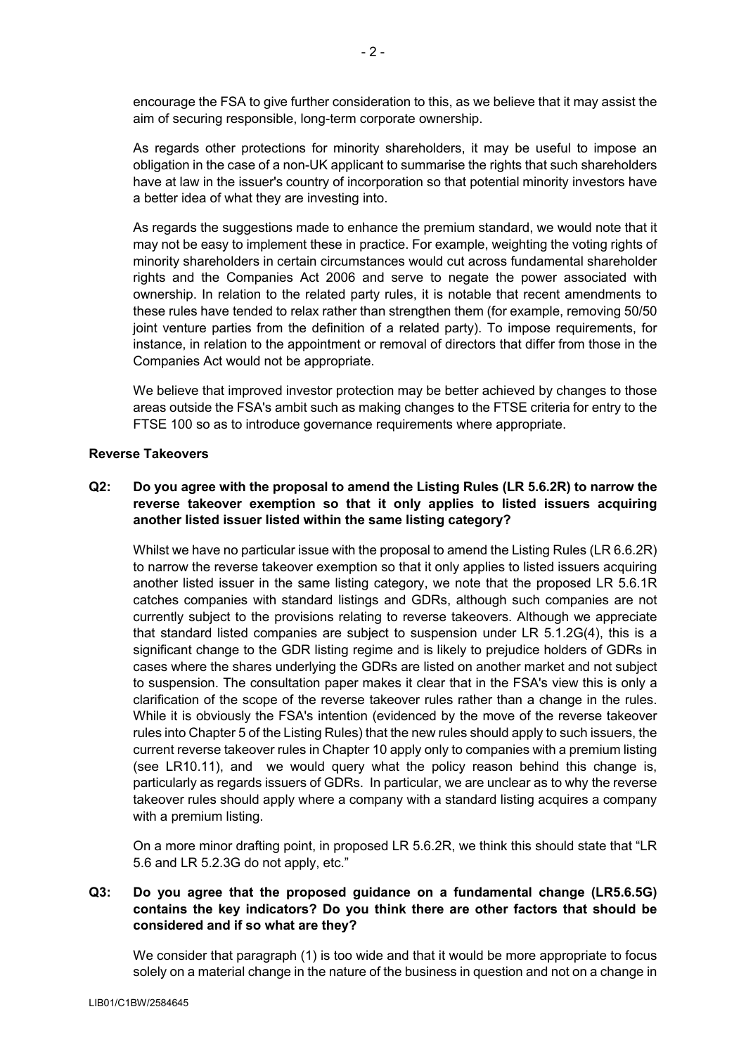encourage the FSA to give further consideration to this, as we believe that it may assist the aim of securing responsible, long-term corporate ownership.

As regards other protections for minority shareholders, it may be useful to impose an obligation in the case of a non-UK applicant to summarise the rights that such shareholders have at law in the issuer's country of incorporation so that potential minority investors have a better idea of what they are investing into.

As regards the suggestions made to enhance the premium standard, we would note that it may not be easy to implement these in practice. For example, weighting the voting rights of minority shareholders in certain circumstances would cut across fundamental shareholder rights and the Companies Act 2006 and serve to negate the power associated with ownership. In relation to the related party rules, it is notable that recent amendments to these rules have tended to relax rather than strengthen them (for example, removing 50/50 joint venture parties from the definition of a related party). To impose requirements, for instance, in relation to the appointment or removal of directors that differ from those in the Companies Act would not be appropriate.

We believe that improved investor protection may be better achieved by changes to those areas outside the FSA's ambit such as making changes to the FTSE criteria for entry to the FTSE 100 so as to introduce governance requirements where appropriate.

**Reverse Takeovers**

**Q2: Do you agree with the proposal to amend the Listing Rules (LR 5.6.2R) to narrow the reverse takeover exemption so that it only applies to listed issuers acquiring another listed issuer listed within the same listing category?**

Whilst we have no particular issue with the proposal to amend the Listing Rules (LR 6.6.2R) to narrow the reverse takeover exemption so that it only applies to listed issuers acquiring another listed issuer in the same listing category, we note that the proposed LR 5.6.1R catches companies with standard listings and GDRs, although such companies are not currently subject to the provisions relating to reverse takeovers. Although we appreciate that standard listed companies are subject to suspension under LR 5.1.2G(4), this is a significant change to the GDR listing regime and is likely to prejudice holders of GDRs in cases where the shares underlying the GDRs are listed on another market and not subject to suspension. The consultation paper makes it clear that in the FSA's view this is only a clarification of the scope of the reverse takeover rules rather than a change in the rules. While it is obviously the FSA's intention (evidenced by the move of the reverse takeover rules into Chapter 5 of the Listing Rules) that the new rules should apply to such issuers, the current reverse takeover rules in Chapter 10 apply only to companies with a premium listing (see LR10.11), and we would query what the policy reason behind this change is, particularly as regards issuers of GDRs. In particular, we are unclear as to why the reverse takeover rules should apply where a company with a standard listing acquires a company with a premium listing.

On a more minor drafting point, in proposed LR 5.6.2R, we think this should state that "LR 5.6 and LR 5.2.3G do not apply, etc."

**Q3: Do you agree that the proposed guidance on a fundamental change (LR5.6.5G) contains the key indicators? Do you think there are other factors that should be considered and if so what are they?**

We consider that paragraph (1) is too wide and that it would be more appropriate to focus solely on a material change in the nature of the business in question and not on a change in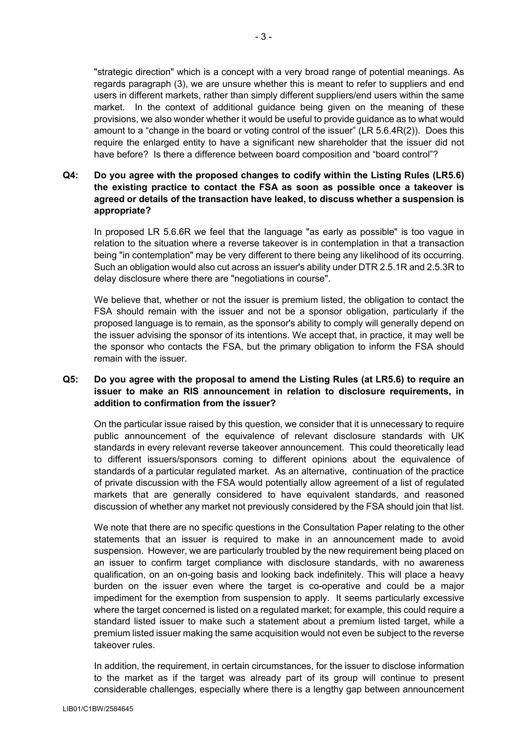"strategic direction" which is a concept with a very broad range of potential meanings. As regards paragraph (3), we are unsure whether this is meant to refer to suppliers and end users in different markets, rather than simply different suppliers/end users within the same market. In the context of additional guidance being given on the meaning of these provisions, we also wonder whether it would be useful to provide guidance as to what would amount to a "change in the board or voting control of the issuer" (LR 5.6.4R(2)). Does this require the enlarged entity to have a significant new shareholder that the issuer did not have before? Is there a difference between board composition and "board control"?

**Q4: Do you agree with the proposed changes to codify within the Listing Rules (LR5.6) the existing practice to contact the FSA as soon as possible once a takeover is agreed or details of the transaction have leaked, to discuss whether a suspension is appropriate?**

In proposed LR 5.6.6R we feel that the language "as early as possible" is too vague in relation to the situation where a reverse takeover is in contemplation in that a transaction being "in contemplation" may be very different to there being any likelihood of its occurring. Such an obligation would also cut across an issuer's ability under DTR 2.5.1R and 2.5.3R to delay disclosure where there are "negotiations in course".

We believe that, whether or not the issuer is premium listed, the obligation to contact the FSA should remain with the issuer and not be a sponsor obligation, particularly if the proposed language is to remain, as the sponsor's ability to comply will generally depend on the issuer advising the sponsor of its intentions. We accept that, in practice, it may well be the sponsor who contacts the FSA, but the primary obligation to inform the FSA should remain with the issuer.

**Q5: Do you agree with the proposal to amend the Listing Rules (at LR5.6) to require an issuer to make an RIS announcement in relation to disclosure requirements, in addition to confirmation from the issuer?**

On the particular issue raised by this question, we consider that it is unnecessary to require public announcement of the equivalence of relevant disclosure standards with UK standards in every relevant reverse takeover announcement. This could theoretically lead to different issuers/sponsors coming to different opinions about the equivalence of standards of a particular regulated market. As an alternative, continuation of the practice of private discussion with the FSA would potentially allow agreement of a list of regulated markets that are generally considered to have equivalent standards, and reasoned discussion of whether any market not previously considered by the FSA should join that list.

We note that there are no specific questions in the Consultation Paper relating to the other statements that an issuer is required to make in an announcement made to avoid suspension. However, we are particularly troubled by the new requirement being placed on an issuer to confirm target compliance with disclosure standards, with no awareness qualification, on an on-going basis and looking back indefinitely. This will place a heavy burden on the issuer even where the target is co-operative and could be a major impediment for the exemption from suspension to apply. It seems particularly excessive where the target concerned is listed on a regulated market; for example, this could require a standard listed issuer to make such a statement about a premium listed target, while a premium listed issuer making the same acquisition would not even be subject to the reverse takeover rules.

In addition, the requirement, in certain circumstances, for the issuer to disclose information to the market as if the target was already part of its group will continue to present considerable challenges, especially where there is a lengthy gap between announcement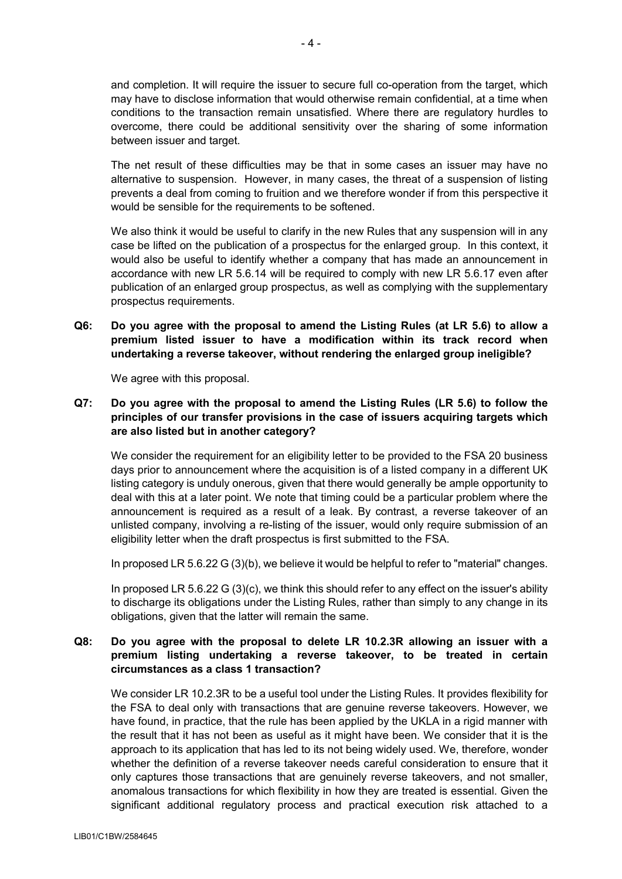and completion. It will require the issuer to secure full co-operation from the target, which may have to disclose information that would otherwise remain confidential, at a time when conditions to the transaction remain unsatisfied. Where there are regulatory hurdles to overcome, there could be additional sensitivity over the sharing of some information between issuer and target.

The net result of these difficulties may be that in some cases an issuer may have no alternative to suspension. However, in many cases, the threat of a suspension of listing prevents a deal from coming to fruition and we therefore wonder if from this perspective it would be sensible for the requirements to be softened.

We also think it would be useful to clarify in the new Rules that any suspension will in any case be lifted on the publication of a prospectus for the enlarged group. In this context, it would also be useful to identify whether a company that has made an announcement in accordance with new LR 5.6.14 will be required to comply with new LR 5.6.17 even after publication of an enlarged group prospectus, as well as complying with the supplementary prospectus requirements.

**Q6: Do you agree with the proposal to amend the Listing Rules (at LR 5.6) to allow a premium listed issuer to have a modification within its track record when undertaking a reverse takeover, without rendering the enlarged group ineligible?**

We agree with this proposal.

**Q7: Do you agree with the proposal to amend the Listing Rules (LR 5.6) to follow the principles of our transfer provisions in the case of issuers acquiring targets which are also listed but in another category?**

We consider the requirement for an eligibility letter to be provided to the FSA 20 business days prior to announcement where the acquisition is of a listed company in a different UK listing category is unduly onerous, given that there would generally be ample opportunity to deal with this at a later point. We note that timing could be a particular problem where the announcement is required as a result of a leak. By contrast, a reverse takeover of an unlisted company, involving a re-listing of the issuer, would only require submission of an eligibility letter when the draft prospectus is first submitted to the FSA.

In proposed LR 5.6.22 G (3)(b), we believe it would be helpful to refer to "material" changes.

In proposed LR 5.6.22 G (3)(c), we think this should refer to any effect on the issuer's ability to discharge its obligations under the Listing Rules, rather than simply to any change in its obligations, given that the latter will remain the same.

**Q8: Do you agree with the proposal to delete LR 10.2.3R allowing an issuer with a premium listing undertaking a reverse takeover, to be treated in certain circumstances as a class 1 transaction?**

We consider LR 10.2.3R to be a useful tool under the Listing Rules. It provides flexibility for the FSA to deal only with transactions that are genuine reverse takeovers. However, we have found, in practice, that the rule has been applied by the UKLA in a rigid manner with the result that it has not been as useful as it might have been. We consider that it is the approach to its application that has led to its not being widely used. We, therefore, wonder whether the definition of a reverse takeover needs careful consideration to ensure that it only captures those transactions that are genuinely reverse takeovers, and not smaller, anomalous transactions for which flexibility in how they are treated is essential. Given the significant additional regulatory process and practical execution risk attached to a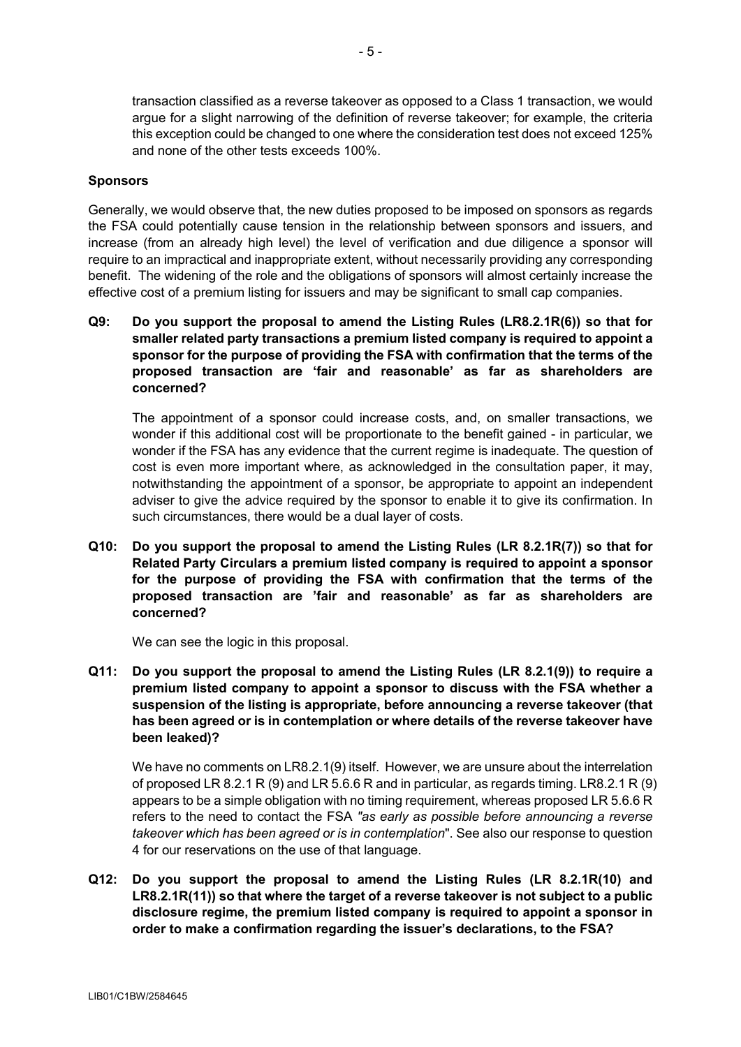transaction classified as a reverse takeover as opposed to a Class 1 transaction, we would argue for a slight narrowing of the definition of reverse takeover; for example, the criteria this exception could be changed to one where the consideration test does not exceed 125% and none of the other tests exceeds 100%.

**Sponsors**

Generally, we would observe that, the new duties proposed to be imposed on sponsors as regards the FSA could potentially cause tension in the relationship between sponsors and issuers, and increase (from an already high level) the level of verification and due diligence a sponsor will require to an impractical and inappropriate extent, without necessarily providing any corresponding benefit. The widening of the role and the obligations of sponsors will almost certainly increase the effective cost of a premium listing for issuers and may be significant to small cap companies.

**Q9: Do you support the proposal to amend the Listing Rules (LR8.2.1R(6)) so that for smaller related party transactions a premium listed company is required to appoint a sponsor for the purpose of providing the FSA with confirmation that the terms of the proposed transaction are 'fair and reasonable' as far as shareholders are concerned?**

The appointment of a sponsor could increase costs, and, on smaller transactions, we wonder if this additional cost will be proportionate to the benefit gained - in particular, we wonder if the FSA has any evidence that the current regime is inadequate. The question of cost is even more important where, as acknowledged in the consultation paper, it may, notwithstanding the appointment of a sponsor, be appropriate to appoint an independent adviser to give the advice required by the sponsor to enable it to give its confirmation. In such circumstances, there would be a dual layer of costs.

**Q10: Do you support the proposal to amend the Listing Rules (LR 8.2.1R(7)) so that for Related Party Circulars a premium listed company is required to appoint a sponsor for the purpose of providing the FSA with confirmation that the terms of the proposed transaction are 'fair and reasonable' as far as shareholders are concerned?**

We can see the logic in this proposal.

**Q11: Do you support the proposal to amend the Listing Rules (LR 8.2.1(9)) to require a premium listed company to appoint a sponsor to discuss with the FSA whether a suspension of the listing is appropriate, before announcing a reverse takeover (that has been agreed or is in contemplation or where details of the reverse takeover have been leaked)?**

We have no comments on LR8.2.1(9) itself. However, we are unsure about the interrelation of proposed LR 8.2.1 R (9) and LR 5.6.6 R and in particular, as regards timing. LR8.2.1 R (9) appears to be a simple obligation with no timing requirement, whereas proposed LR 5.6.6 R refers to the need to contact the FSA *"as early as possible before announcing a reverse takeover which has been agreed or is in contemplation*". See also our response to question 4 for our reservations on the use of that language.

**Q12: Do you support the proposal to amend the Listing Rules (LR 8.2.1R(10) and LR8.2.1R(11)) so that where the target of a reverse takeover is not subject to a public disclosure regime, the premium listed company is required to appoint a sponsor in order to make a confirmation regarding the issuer's declarations, to the FSA?**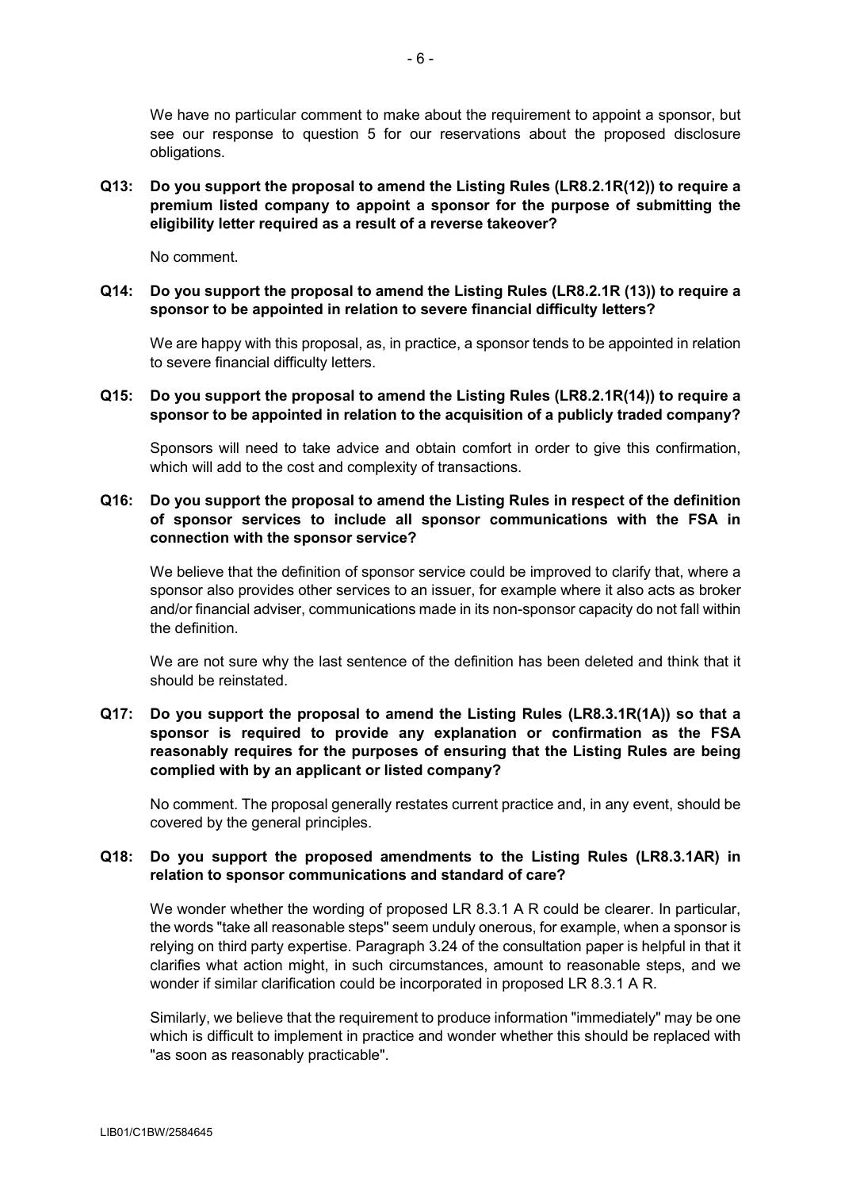We have no particular comment to make about the requirement to appoint a sponsor, but see our response to question 5 for our reservations about the proposed disclosure obligations.

**Q13: Do you support the proposal to amend the Listing Rules (LR8.2.1R(12)) to require a premium listed company to appoint a sponsor for the purpose of submitting the eligibility letter required as a result of a reverse takeover?**

No comment.

**Q14: Do you support the proposal to amend the Listing Rules (LR8.2.1R (13)) to require a sponsor to be appointed in relation to severe financial difficulty letters?**

We are happy with this proposal, as, in practice, a sponsor tends to be appointed in relation to severe financial difficulty letters.

**Q15: Do you support the proposal to amend the Listing Rules (LR8.2.1R(14)) to require a sponsor to be appointed in relation to the acquisition of a publicly traded company?**

Sponsors will need to take advice and obtain comfort in order to give this confirmation, which will add to the cost and complexity of transactions.

**Q16: Do you support the proposal to amend the Listing Rules in respect of the definition of sponsor services to include all sponsor communications with the FSA in connection with the sponsor service?**

We believe that the definition of sponsor service could be improved to clarify that, where a sponsor also provides other services to an issuer, for example where it also acts as broker and/or financial adviser, communications made in its non-sponsor capacity do not fall within the definition.

We are not sure why the last sentence of the definition has been deleted and think that it should be reinstated.

**Q17: Do you support the proposal to amend the Listing Rules (LR8.3.1R(1A)) so that a sponsor is required to provide any explanation or confirmation as the FSA reasonably requires for the purposes of ensuring that the Listing Rules are being complied with by an applicant or listed company?**

No comment. The proposal generally restates current practice and, in any event, should be covered by the general principles.

**Q18: Do you support the proposed amendments to the Listing Rules (LR8.3.1AR) in relation to sponsor communications and standard of care?**

We wonder whether the wording of proposed LR 8.3.1 A R could be clearer. In particular, the words "take all reasonable steps" seem unduly onerous, for example, when a sponsor is relying on third party expertise. Paragraph 3.24 of the consultation paper is helpful in that it clarifies what action might, in such circumstances, amount to reasonable steps, and we wonder if similar clarification could be incorporated in proposed LR 8.3.1 A R.

Similarly, we believe that the requirement to produce information "immediately" may be one which is difficult to implement in practice and wonder whether this should be replaced with "as soon as reasonably practicable".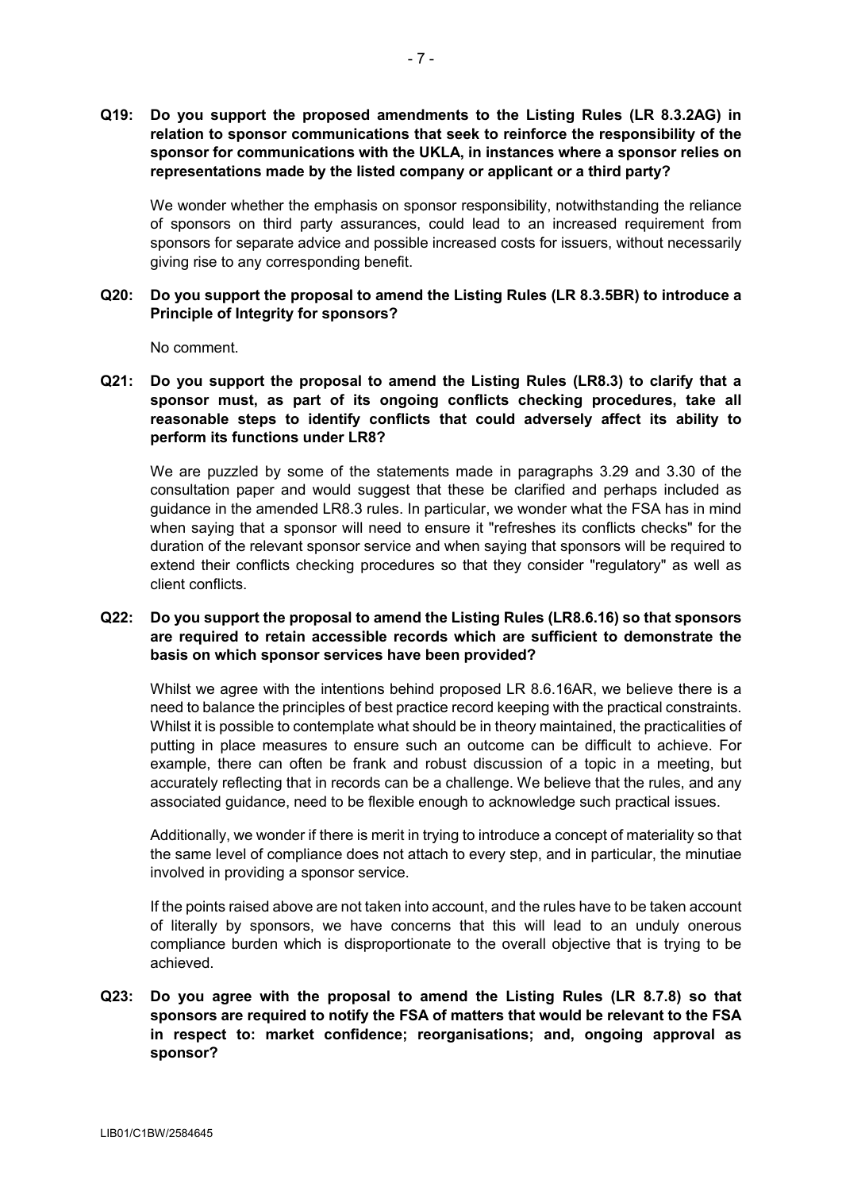**Q19: Do you support the proposed amendments to the Listing Rules (LR 8.3.2AG) in relation to sponsor communications that seek to reinforce the responsibility of the sponsor for communications with the UKLA, in instances where a sponsor relies on representations made by the listed company or applicant or a third party?**

We wonder whether the emphasis on sponsor responsibility, notwithstanding the reliance of sponsors on third party assurances, could lead to an increased requirement from sponsors for separate advice and possible increased costs for issuers, without necessarily giving rise to any corresponding benefit.

**Q20: Do you support the proposal to amend the Listing Rules (LR 8.3.5BR) to introduce a Principle of Integrity for sponsors?**

No comment.

**Q21: Do you support the proposal to amend the Listing Rules (LR8.3) to clarify that a sponsor must, as part of its ongoing conflicts checking procedures, take all reasonable steps to identify conflicts that could adversely affect its ability to perform its functions under LR8?**

We are puzzled by some of the statements made in paragraphs 3.29 and 3.30 of the consultation paper and would suggest that these be clarified and perhaps included as guidance in the amended LR8.3 rules. In particular, we wonder what the FSA has in mind when saying that a sponsor will need to ensure it "refreshes its conflicts checks" for the duration of the relevant sponsor service and when saying that sponsors will be required to extend their conflicts checking procedures so that they consider "regulatory" as well as client conflicts.

**Q22: Do you support the proposal to amend the Listing Rules (LR8.6.16) so that sponsors are required to retain accessible records which are sufficient to demonstrate the basis on which sponsor services have been provided?**

Whilst we agree with the intentions behind proposed LR 8.6.16AR, we believe there is a need to balance the principles of best practice record keeping with the practical constraints. Whilst it is possible to contemplate what should be in theory maintained, the practicalities of putting in place measures to ensure such an outcome can be difficult to achieve. For example, there can often be frank and robust discussion of a topic in a meeting, but accurately reflecting that in records can be a challenge. We believe that the rules, and any associated guidance, need to be flexible enough to acknowledge such practical issues.

Additionally, we wonder if there is merit in trying to introduce a concept of materiality so that the same level of compliance does not attach to every step, and in particular, the minutiae involved in providing a sponsor service.

If the points raised above are not taken into account, and the rules have to be taken account of literally by sponsors, we have concerns that this will lead to an unduly onerous compliance burden which is disproportionate to the overall objective that is trying to be achieved.

**Q23: Do you agree with the proposal to amend the Listing Rules (LR 8.7.8) so that sponsors are required to notify the FSA of matters that would be relevant to the FSA in respect to: market confidence; reorganisations; and, ongoing approval as sponsor?**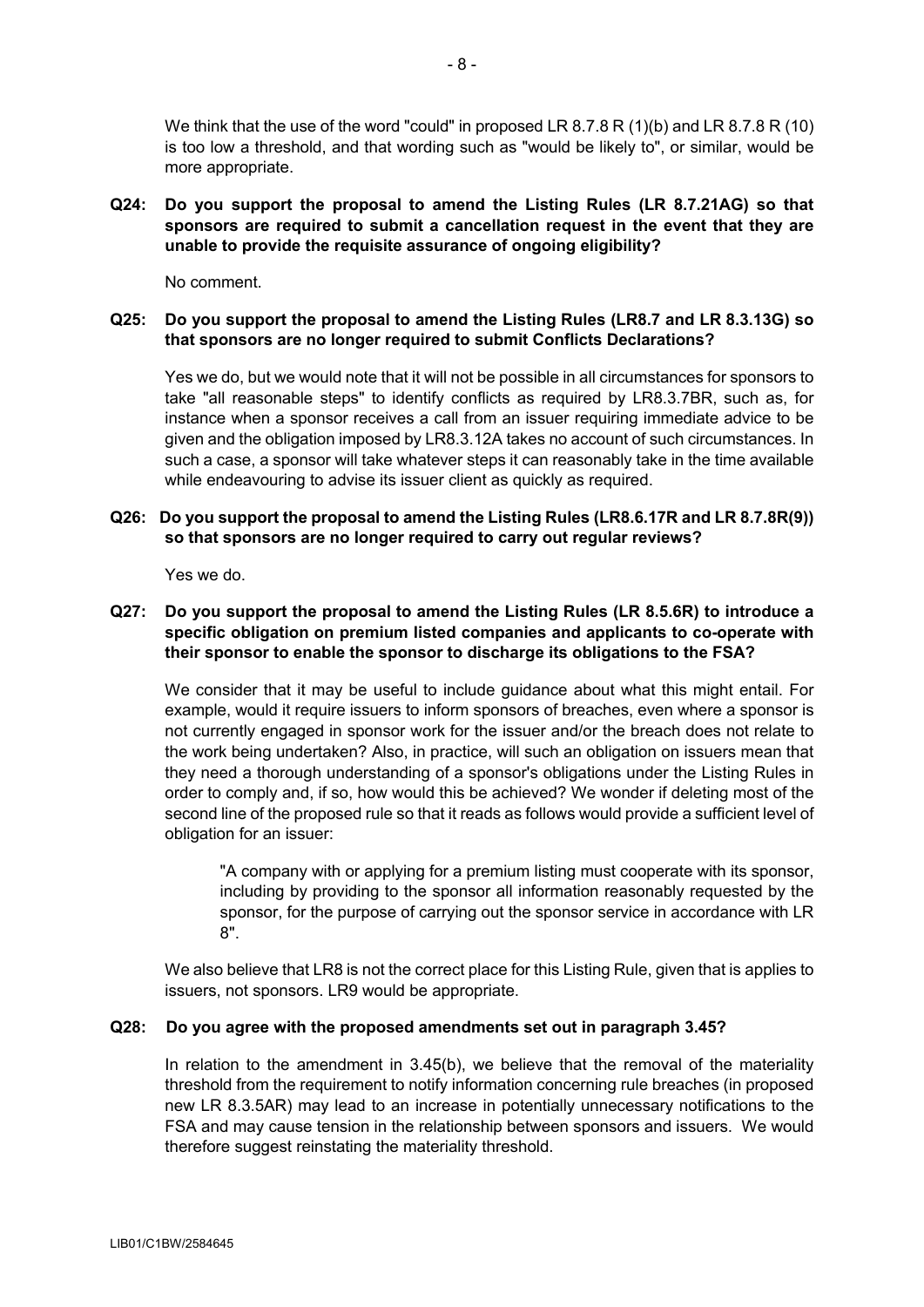We think that the use of the word "could" in proposed LR 8.7.8 R (1)(b) and LR 8.7.8 R (10) is too low a threshold, and that wording such as "would be likely to", or similar, would be more appropriate.

**Q24: Do you support the proposal to amend the Listing Rules (LR 8.7.21AG) so that sponsors are required to submit a cancellation request in the event that they are unable to provide the requisite assurance of ongoing eligibility?**

No comment.

**Q25: Do you support the proposal to amend the Listing Rules (LR8.7 and LR 8.3.13G) so that sponsors are no longer required to submit Conflicts Declarations?**

Yes we do, but we would note that it will not be possible in all circumstances for sponsors to take "all reasonable steps" to identify conflicts as required by LR8.3.7BR, such as, for instance when a sponsor receives a call from an issuer requiring immediate advice to be given and the obligation imposed by LR8.3.12A takes no account of such circumstances. In such a case, a sponsor will take whatever steps it can reasonably take in the time available while endeavouring to advise its issuer client as quickly as required.

**Q26: Do you support the proposal to amend the Listing Rules (LR8.6.17R and LR 8.7.8R(9)) so that sponsors are no longer required to carry out regular reviews?**

Yes we do.

**Q27: Do you support the proposal to amend the Listing Rules (LR 8.5.6R) to introduce a specific obligation on premium listed companies and applicants to co-operate with their sponsor to enable the sponsor to discharge its obligations to the FSA?**

We consider that it may be useful to include guidance about what this might entail. For example, would it require issuers to inform sponsors of breaches, even where a sponsor is not currently engaged in sponsor work for the issuer and/or the breach does not relate to the work being undertaken? Also, in practice, will such an obligation on issuers mean that they need a thorough understanding of a sponsor's obligations under the Listing Rules in order to comply and, if so, how would this be achieved? We wonder if deleting most of the second line of the proposed rule so that it reads as follows would provide a sufficient level of obligation for an issuer:

> "A company with or applying for a premium listing must cooperate with its sponsor, including by providing to the sponsor all information reasonably requested by the sponsor, for the purpose of carrying out the sponsor service in accordance with LR 8".

We also believe that LR8 is not the correct place for this Listing Rule, given that is applies to issuers, not sponsors. LR9 would be appropriate.

**Q28: Do you agree with the proposed amendments set out in paragraph 3.45?**

In relation to the amendment in 3.45(b), we believe that the removal of the materiality threshold from the requirement to notify information concerning rule breaches (in proposed new LR 8.3.5AR) may lead to an increase in potentially unnecessary notifications to the FSA and may cause tension in the relationship between sponsors and issuers. We would therefore suggest reinstating the materiality threshold.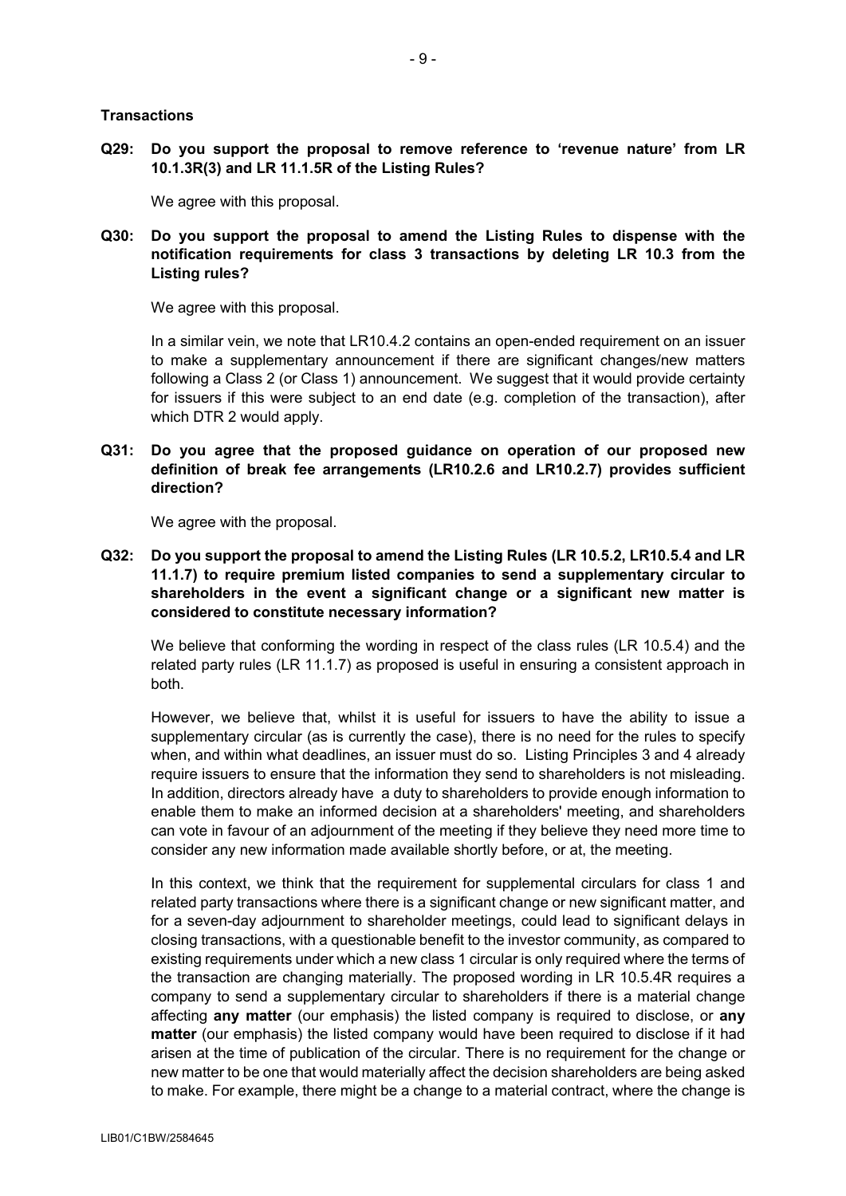**Transactions**

**Q29: Do you support the proposal to remove reference to 'revenue nature' from LR 10.1.3R(3) and LR 11.1.5R of the Listing Rules?**

We agree with this proposal.

**Q30: Do you support the proposal to amend the Listing Rules to dispense with the notification requirements for class 3 transactions by deleting LR 10.3 from the Listing rules?**

We agree with this proposal.

In a similar vein, we note that LR10.4.2 contains an open-ended requirement on an issuer to make a supplementary announcement if there are significant changes/new matters following a Class 2 (or Class 1) announcement. We suggest that it would provide certainty for issuers if this were subject to an end date (e.g. completion of the transaction), after which DTR 2 would apply.

**Q31: Do you agree that the proposed guidance on operation of our proposed new definition of break fee arrangements (LR10.2.6 and LR10.2.7) provides sufficient direction?**

We agree with the proposal.

**Q32: Do you support the proposal to amend the Listing Rules (LR 10.5.2, LR10.5.4 and LR 11.1.7) to require premium listed companies to send a supplementary circular to shareholders in the event a significant change or a significant new matter is considered to constitute necessary information?**

We believe that conforming the wording in respect of the class rules (LR 10.5.4) and the related party rules (LR 11.1.7) as proposed is useful in ensuring a consistent approach in both.

However, we believe that, whilst it is useful for issuers to have the ability to issue a supplementary circular (as is currently the case), there is no need for the rules to specify when, and within what deadlines, an issuer must do so. Listing Principles 3 and 4 already require issuers to ensure that the information they send to shareholders is not misleading. In addition, directors already have a duty to shareholders to provide enough information to enable them to make an informed decision at a shareholders' meeting, and shareholders can vote in favour of an adjournment of the meeting if they believe they need more time to consider any new information made available shortly before, or at, the meeting.

In this context, we think that the requirement for supplemental circulars for class 1 and related party transactions where there is a significant change or new significant matter, and for a seven-day adjournment to shareholder meetings, could lead to significant delays in closing transactions, with a questionable benefit to the investor community, as compared to existing requirements under which a new class 1 circular is only required where the terms of the transaction are changing materially. The proposed wording in LR 10.5.4R requires a company to send a supplementary circular to shareholders if there is a material change affecting **any matter** (our emphasis) the listed company is required to disclose, or **any matter** (our emphasis) the listed company would have been required to disclose if it had arisen at the time of publication of the circular. There is no requirement for the change or new matter to be one that would materially affect the decision shareholders are being asked to make. For example, there might be a change to a material contract, where the change is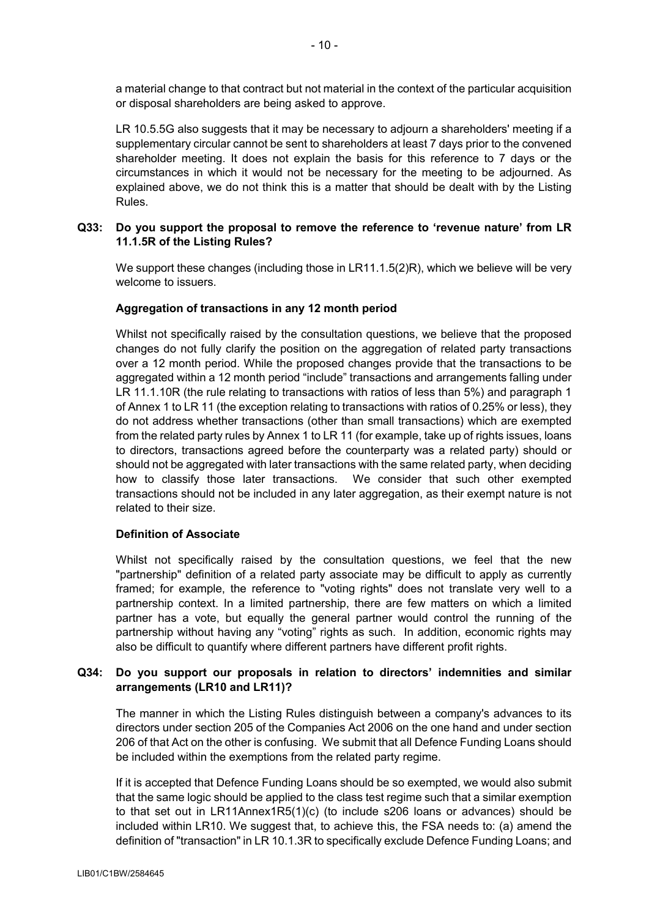a material change to that contract but not material in the context of the particular acquisition or disposal shareholders are being asked to approve.

LR 10.5.5G also suggests that it may be necessary to adjourn a shareholders' meeting if a supplementary circular cannot be sent to shareholders at least 7 days prior to the convened shareholder meeting. It does not explain the basis for this reference to 7 days or the circumstances in which it would not be necessary for the meeting to be adjourned. As explained above, we do not think this is a matter that should be dealt with by the Listing Rules.

**Q33: Do you support the proposal to remove the reference to 'revenue nature' from LR 11.1.5R of the Listing Rules?**

We support these changes (including those in LR11.1.5(2)R), which we believe will be very welcome to issuers.

**Aggregation of transactions in any 12 month period**

Whilst not specifically raised by the consultation questions, we believe that the proposed changes do not fully clarify the position on the aggregation of related party transactions over a 12 month period. While the proposed changes provide that the transactions to be aggregated within a 12 month period "include" transactions and arrangements falling under LR 11.1.10R (the rule relating to transactions with ratios of less than 5%) and paragraph 1 of Annex 1 to LR 11 (the exception relating to transactions with ratios of 0.25% or less), they do not address whether transactions (other than small transactions) which are exempted from the related party rules by Annex 1 to LR 11 (for example, take up of rights issues, loans to directors, transactions agreed before the counterparty was a related party) should or should not be aggregated with later transactions with the same related party, when deciding how to classify those later transactions. We consider that such other exempted transactions should not be included in any later aggregation, as their exempt nature is not related to their size.

**Definition of Associate**

Whilst not specifically raised by the consultation questions, we feel that the new "partnership" definition of a related party associate may be difficult to apply as currently framed; for example, the reference to "voting rights" does not translate very well to a partnership context. In a limited partnership, there are few matters on which a limited partner has a vote, but equally the general partner would control the running of the partnership without having any "voting" rights as such. In addition, economic rights may also be difficult to quantify where different partners have different profit rights.

**Q34: Do you support our proposals in relation to directors' indemnities and similar arrangements (LR10 and LR11)?**

The manner in which the Listing Rules distinguish between a company's advances to its directors under section 205 of the Companies Act 2006 on the one hand and under section 206 of that Act on the other is confusing. We submit that all Defence Funding Loans should be included within the exemptions from the related party regime.

If it is accepted that Defence Funding Loans should be so exempted, we would also submit that the same logic should be applied to the class test regime such that a similar exemption to that set out in LR11Annex1R5(1)(c) (to include s206 loans or advances) should be included within LR10. We suggest that, to achieve this, the FSA needs to: (a) amend the definition of "transaction" in LR 10.1.3R to specifically exclude Defence Funding Loans; and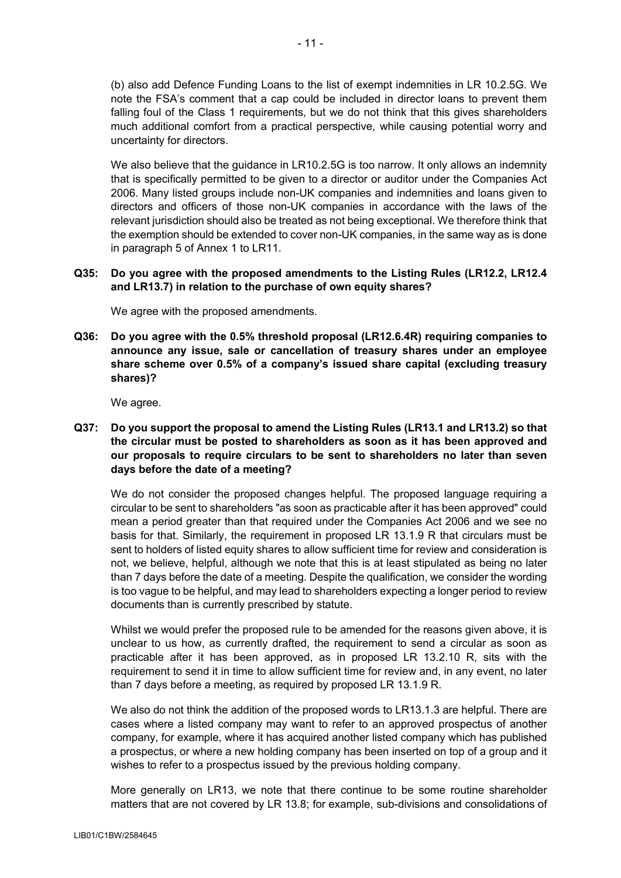(b) also add Defence Funding Loans to the list of exempt indemnities in LR 10.2.5G. We note the FSA's comment that a cap could be included in director loans to prevent them falling foul of the Class 1 requirements, but we do not think that this gives shareholders much additional comfort from a practical perspective, while causing potential worry and uncertainty for directors.

We also believe that the guidance in LR10.2.5G is too narrow. It only allows an indemnity that is specifically permitted to be given to a director or auditor under the Companies Act 2006. Many listed groups include non-UK companies and indemnities and loans given to directors and officers of those non-UK companies in accordance with the laws of the relevant jurisdiction should also be treated as not being exceptional. We therefore think that the exemption should be extended to cover non-UK companies, in the same way as is done in paragraph 5 of Annex 1 to LR11.

**Q35: Do you agree with the proposed amendments to the Listing Rules (LR12.2, LR12.4 and LR13.7) in relation to the purchase of own equity shares?**

We agree with the proposed amendments.

**Q36: Do you agree with the 0.5% threshold proposal (LR12.6.4R) requiring companies to announce any issue, sale or cancellation of treasury shares under an employee share scheme over 0.5% of a company's issued share capital (excluding treasury shares)?**

We agree.

**Q37: Do you support the proposal to amend the Listing Rules (LR13.1 and LR13.2) so that the circular must be posted to shareholders as soon as it has been approved and our proposals to require circulars to be sent to shareholders no later than seven days before the date of a meeting?**

We do not consider the proposed changes helpful. The proposed language requiring a circular to be sent to shareholders "as soon as practicable after it has been approved" could mean a period greater than that required under the Companies Act 2006 and we see no basis for that. Similarly, the requirement in proposed LR 13.1.9 R that circulars must be sent to holders of listed equity shares to allow sufficient time for review and consideration is not, we believe, helpful, although we note that this is at least stipulated as being no later than 7 days before the date of a meeting. Despite the qualification, we consider the wording is too vague to be helpful, and may lead to shareholders expecting a longer period to review documents than is currently prescribed by statute.

Whilst we would prefer the proposed rule to be amended for the reasons given above, it is unclear to us how, as currently drafted, the requirement to send a circular as soon as practicable after it has been approved, as in proposed LR 13.2.10 R, sits with the requirement to send it in time to allow sufficient time for review and, in any event, no later than 7 days before a meeting, as required by proposed LR 13.1.9 R.

We also do not think the addition of the proposed words to LR13.1.3 are helpful. There are cases where a listed company may want to refer to an approved prospectus of another company, for example, where it has acquired another listed company which has published a prospectus, or where a new holding company has been inserted on top of a group and it wishes to refer to a prospectus issued by the previous holding company.

More generally on LR13, we note that there continue to be some routine shareholder matters that are not covered by LR 13.8; for example, sub-divisions and consolidations of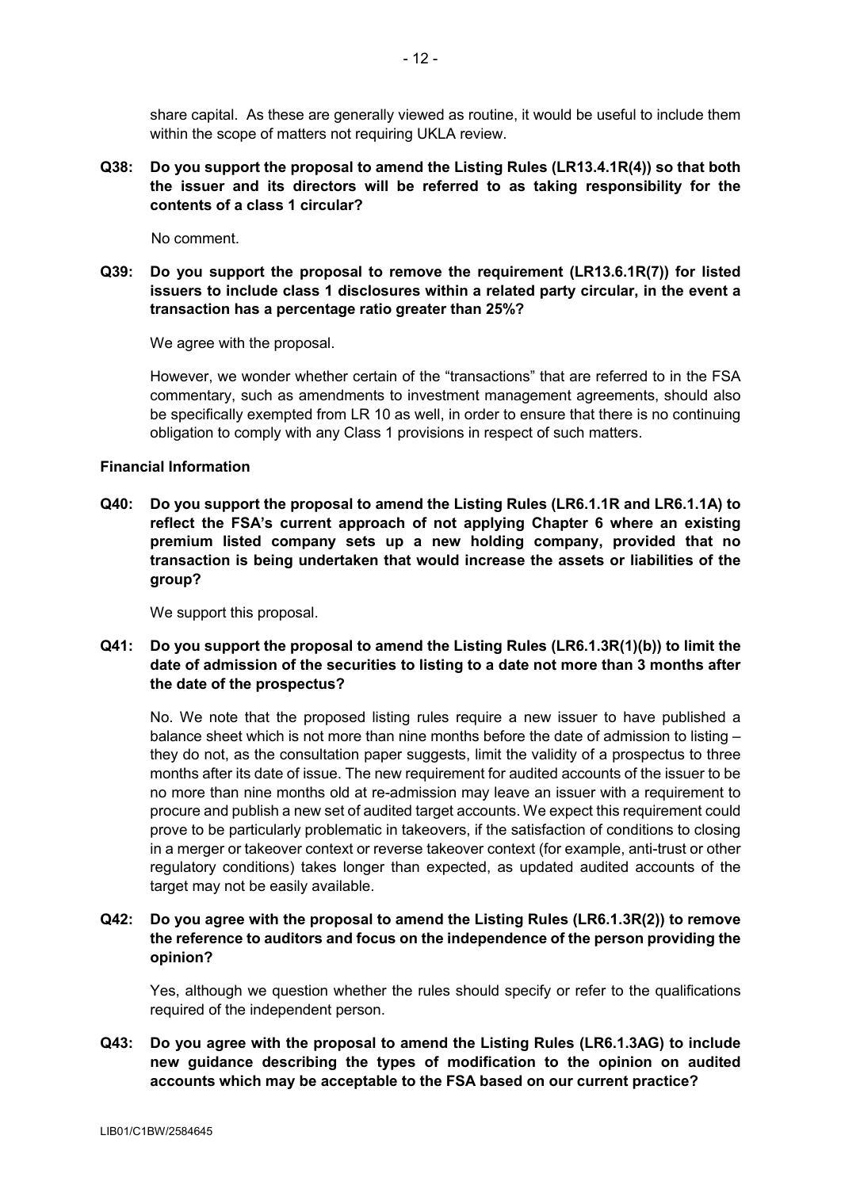share capital. As these are generally viewed as routine, it would be useful to include them within the scope of matters not requiring UKLA review.

**Q38: Do you support the proposal to amend the Listing Rules (LR13.4.1R(4)) so that both the issuer and its directors will be referred to as taking responsibility for the contents of a class 1 circular?**

No comment.

**Q39: Do you support the proposal to remove the requirement (LR13.6.1R(7)) for listed issuers to include class 1 disclosures within a related party circular, in the event a transaction has a percentage ratio greater than 25%?**

We agree with the proposal.

However, we wonder whether certain of the "transactions" that are referred to in the FSA commentary, such as amendments to investment management agreements, should also be specifically exempted from LR 10 as well, in order to ensure that there is no continuing obligation to comply with any Class 1 provisions in respect of such matters.

**Financial Information**

**Q40: Do you support the proposal to amend the Listing Rules (LR6.1.1R and LR6.1.1A) to reflect the FSA's current approach of not applying Chapter 6 where an existing premium listed company sets up a new holding company, provided that no transaction is being undertaken that would increase the assets or liabilities of the group?**

We support this proposal.

**Q41: Do you support the proposal to amend the Listing Rules (LR6.1.3R(1)(b)) to limit the date of admission of the securities to listing to a date not more than 3 months after the date of the prospectus?**

No. We note that the proposed listing rules require a new issuer to have published a balance sheet which is not more than nine months before the date of admission to listing – they do not, as the consultation paper suggests, limit the validity of a prospectus to three months after its date of issue. The new requirement for audited accounts of the issuer to be no more than nine months old at re-admission may leave an issuer with a requirement to procure and publish a new set of audited target accounts. We expect this requirement could prove to be particularly problematic in takeovers, if the satisfaction of conditions to closing in a merger or takeover context or reverse takeover context (for example, anti-trust or other regulatory conditions) takes longer than expected, as updated audited accounts of the target may not be easily available.

**Q42: Do you agree with the proposal to amend the Listing Rules (LR6.1.3R(2)) to remove the reference to auditors and focus on the independence of the person providing the opinion?**

Yes, although we question whether the rules should specify or refer to the qualifications required of the independent person.

**Q43: Do you agree with the proposal to amend the Listing Rules (LR6.1.3AG) to include new guidance describing the types of modification to the opinion on audited accounts which may be acceptable to the FSA based on our current practice?**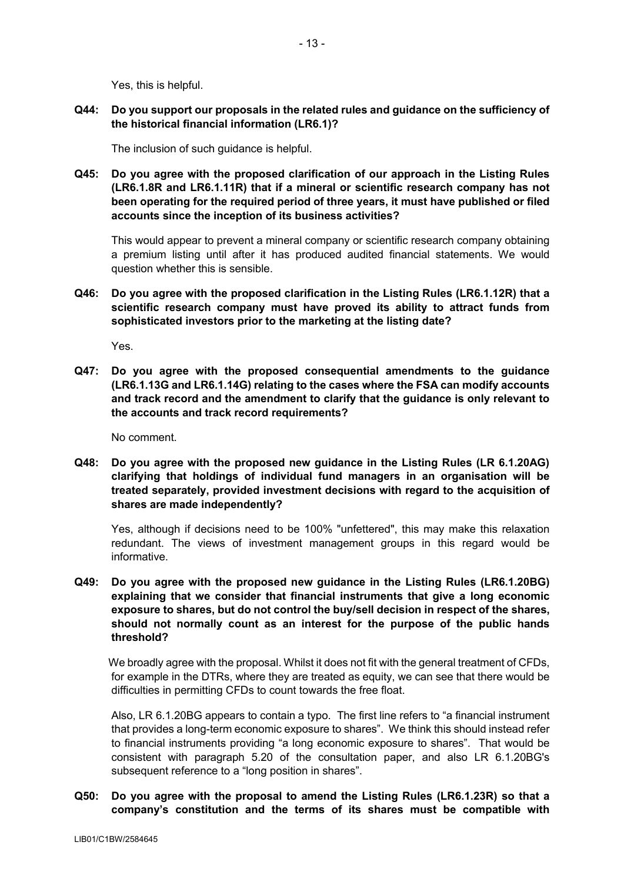Yes, this is helpful.

**Q44: Do you support our proposals in the related rules and guidance on the sufficiency of the historical financial information (LR6.1)?**

The inclusion of such guidance is helpful.

**Q45: Do you agree with the proposed clarification of our approach in the Listing Rules (LR6.1.8R and LR6.1.11R) that if a mineral or scientific research company has not been operating for the required period of three years, it must have published or filed accounts since the inception of its business activities?**

This would appear to prevent a mineral company or scientific research company obtaining a premium listing until after it has produced audited financial statements. We would question whether this is sensible.

**Q46: Do you agree with the proposed clarification in the Listing Rules (LR6.1.12R) that a scientific research company must have proved its ability to attract funds from sophisticated investors prior to the marketing at the listing date?**

Yes.

**Q47: Do you agree with the proposed consequential amendments to the guidance (LR6.1.13G and LR6.1.14G) relating to the cases where the FSA can modify accounts and track record and the amendment to clarify that the guidance is only relevant to the accounts and track record requirements?**

No comment.

**Q48: Do you agree with the proposed new guidance in the Listing Rules (LR 6.1.20AG) clarifying that holdings of individual fund managers in an organisation will be treated separately, provided investment decisions with regard to the acquisition of shares are made independently?**

Yes, although if decisions need to be 100% "unfettered", this may make this relaxation redundant. The views of investment management groups in this regard would be informative.

**Q49: Do you agree with the proposed new guidance in the Listing Rules (LR6.1.20BG) explaining that we consider that financial instruments that give a long economic exposure to shares, but do not control the buy/sell decision in respect of the shares, should not normally count as an interest for the purpose of the public hands threshold?**

We broadly agree with the proposal. Whilst it does not fit with the general treatment of CFDs, for example in the DTRs, where they are treated as equity, we can see that there would be difficulties in permitting CFDs to count towards the free float.

Also, LR 6.1.20BG appears to contain a typo. The first line refers to "a financial instrument that provides a long-term economic exposure to shares". We think this should instead refer to financial instruments providing "a long economic exposure to shares". That would be consistent with paragraph 5.20 of the consultation paper, and also LR 6.1.20BG's subsequent reference to a "long position in shares".

**Q50: Do you agree with the proposal to amend the Listing Rules (LR6.1.23R) so that a company's constitution and the terms of its shares must be compatible with**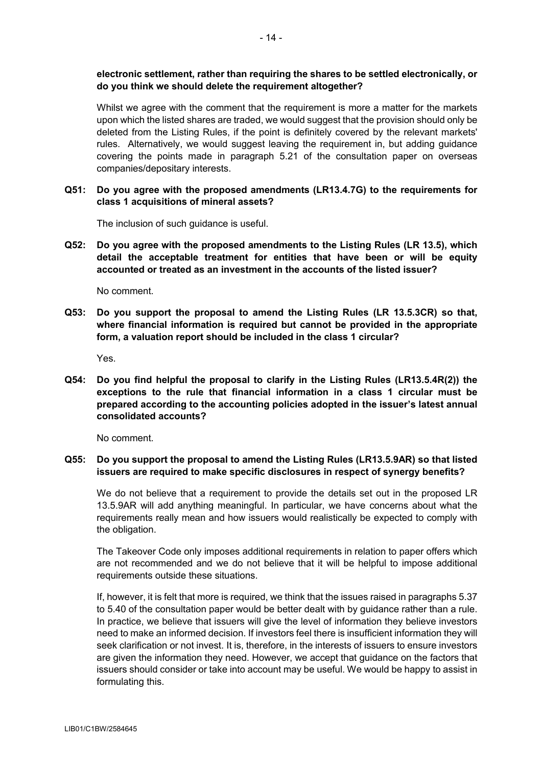**electronic settlement, rather than requiring the shares to be settled electronically, or do you think we should delete the requirement altogether?**

Whilst we agree with the comment that the requirement is more a matter for the markets upon which the listed shares are traded, we would suggest that the provision should only be deleted from the Listing Rules, if the point is definitely covered by the relevant markets' rules. Alternatively, we would suggest leaving the requirement in, but adding guidance covering the points made in paragraph 5.21 of the consultation paper on overseas companies/depositary interests.

**Q51: Do you agree with the proposed amendments (LR13.4.7G) to the requirements for class 1 acquisitions of mineral assets?**

The inclusion of such guidance is useful.

**Q52: Do you agree with the proposed amendments to the Listing Rules (LR 13.5), which detail the acceptable treatment for entities that have been or will be equity accounted or treated as an investment in the accounts of the listed issuer?**

No comment.

**Q53: Do you support the proposal to amend the Listing Rules (LR 13.5.3CR) so that, where financial information is required but cannot be provided in the appropriate form, a valuation report should be included in the class 1 circular?**

Yes.

**Q54: Do you find helpful the proposal to clarify in the Listing Rules (LR13.5.4R(2)) the exceptions to the rule that financial information in a class 1 circular must be prepared according to the accounting policies adopted in the issuer's latest annual consolidated accounts?**

No comment.

**Q55: Do you support the proposal to amend the Listing Rules (LR13.5.9AR) so that listed issuers are required to make specific disclosures in respect of synergy benefits?**

We do not believe that a requirement to provide the details set out in the proposed LR 13.5.9AR will add anything meaningful. In particular, we have concerns about what the requirements really mean and how issuers would realistically be expected to comply with the obligation.

The Takeover Code only imposes additional requirements in relation to paper offers which are not recommended and we do not believe that it will be helpful to impose additional requirements outside these situations.

If, however, it is felt that more is required, we think that the issues raised in paragraphs 5.37 to 5.40 of the consultation paper would be better dealt with by guidance rather than a rule. In practice, we believe that issuers will give the level of information they believe investors need to make an informed decision. If investors feel there is insufficient information they will seek clarification or not invest. It is, therefore, in the interests of issuers to ensure investors are given the information they need. However, we accept that guidance on the factors that issuers should consider or take into account may be useful. We would be happy to assist in formulating this.

LIB01/C1BW/2584645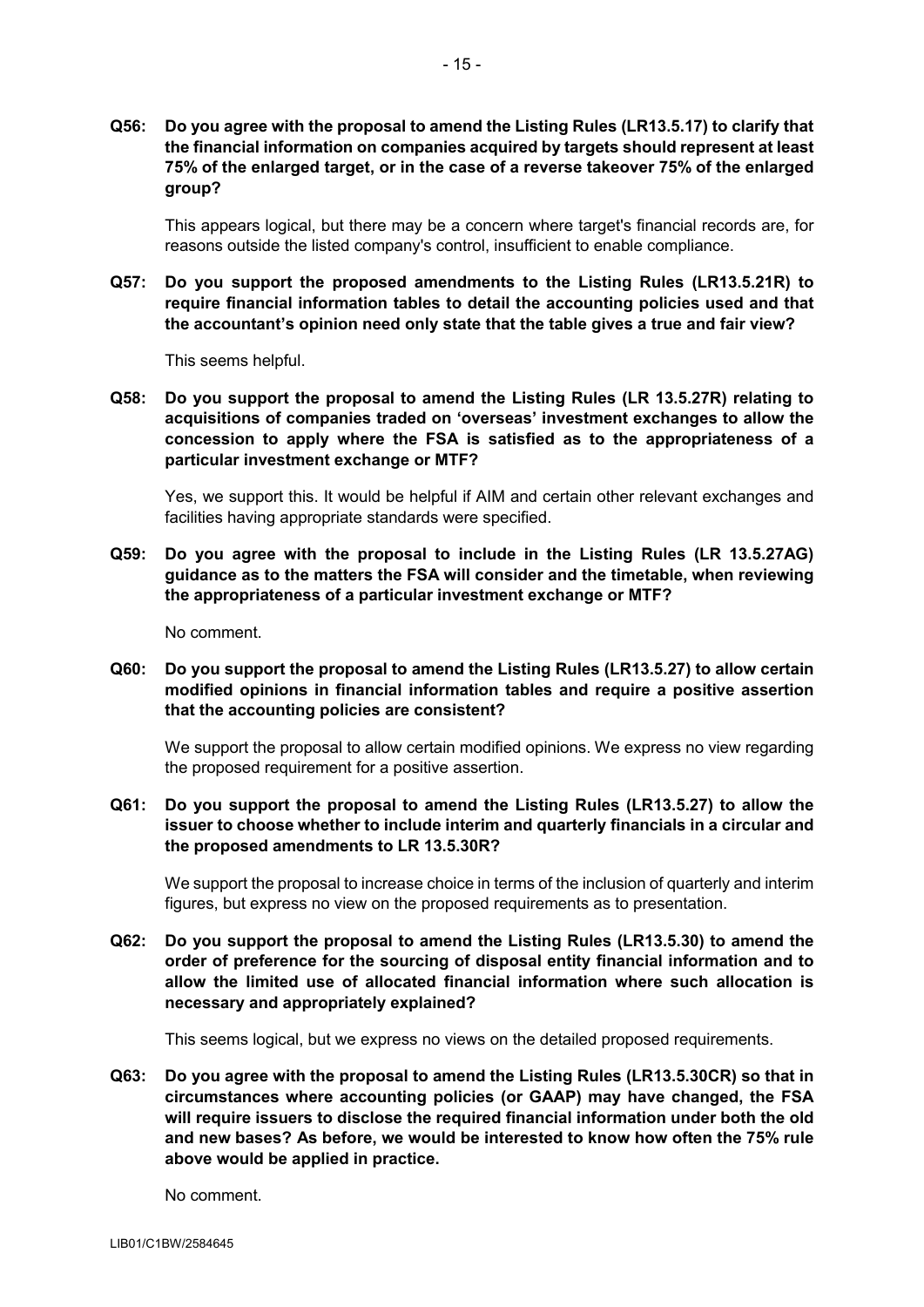**Q56: Do you agree with the proposal to amend the Listing Rules (LR13.5.17) to clarify that the financial information on companies acquired by targets should represent at least 75% of the enlarged target, or in the case of a reverse takeover 75% of the enlarged group?**

This appears logical, but there may be a concern where target's financial records are, for reasons outside the listed company's control, insufficient to enable compliance.

**Q57: Do you support the proposed amendments to the Listing Rules (LR13.5.21R) to require financial information tables to detail the accounting policies used and that the accountant's opinion need only state that the table gives a true and fair view?**

This seems helpful.

**Q58: Do you support the proposal to amend the Listing Rules (LR 13.5.27R) relating to acquisitions of companies traded on 'overseas' investment exchanges to allow the concession to apply where the FSA is satisfied as to the appropriateness of a particular investment exchange or MTF?**

Yes, we support this. It would be helpful if AIM and certain other relevant exchanges and facilities having appropriate standards were specified.

**Q59: Do you agree with the proposal to include in the Listing Rules (LR 13.5.27AG) guidance as to the matters the FSA will consider and the timetable, when reviewing the appropriateness of a particular investment exchange or MTF?**

No comment.

**Q60: Do you support the proposal to amend the Listing Rules (LR13.5.27) to allow certain modified opinions in financial information tables and require a positive assertion that the accounting policies are consistent?**

We support the proposal to allow certain modified opinions. We express no view regarding the proposed requirement for a positive assertion.

**Q61: Do you support the proposal to amend the Listing Rules (LR13.5.27) to allow the issuer to choose whether to include interim and quarterly financials in a circular and the proposed amendments to LR 13.5.30R?**

We support the proposal to increase choice in terms of the inclusion of quarterly and interim figures, but express no view on the proposed requirements as to presentation.

**Q62: Do you support the proposal to amend the Listing Rules (LR13.5.30) to amend the order of preference for the sourcing of disposal entity financial information and to allow the limited use of allocated financial information where such allocation is necessary and appropriately explained?**

This seems logical, but we express no views on the detailed proposed requirements.

**Q63: Do you agree with the proposal to amend the Listing Rules (LR13.5.30CR) so that in circumstances where accounting policies (or GAAP) may have changed, the FSA will require issuers to disclose the required financial information under both the old and new bases? As before, we would be interested to know how often the 75% rule above would be applied in practice.**

No comment.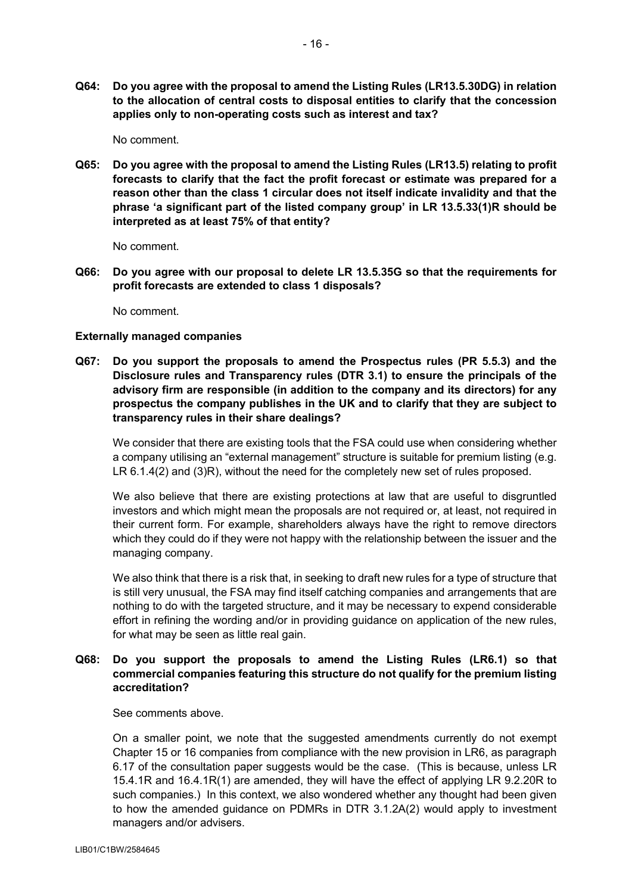**Q64: Do you agree with the proposal to amend the Listing Rules (LR13.5.30DG) in relation to the allocation of central costs to disposal entities to clarify that the concession applies only to non-operating costs such as interest and tax?**

No comment.

**Q65: Do you agree with the proposal to amend the Listing Rules (LR13.5) relating to profit forecasts to clarify that the fact the profit forecast or estimate was prepared for a reason other than the class 1 circular does not itself indicate invalidity and that the phrase 'a significant part of the listed company group' in LR 13.5.33(1)R should be interpreted as at least 75% of that entity?**

No comment.

**Q66: Do you agree with our proposal to delete LR 13.5.35G so that the requirements for profit forecasts are extended to class 1 disposals?**

No comment.

**Externally managed companies**

**Q67: Do you support the proposals to amend the Prospectus rules (PR 5.5.3) and the Disclosure rules and Transparency rules (DTR 3.1) to ensure the principals of the advisory firm are responsible (in addition to the company and its directors) for any prospectus the company publishes in the UK and to clarify that they are subject to transparency rules in their share dealings?**

We consider that there are existing tools that the FSA could use when considering whether a company utilising an "external management" structure is suitable for premium listing (e.g. LR 6.1.4(2) and (3)R), without the need for the completely new set of rules proposed.

We also believe that there are existing protections at law that are useful to disgruntled investors and which might mean the proposals are not required or, at least, not required in their current form. For example, shareholders always have the right to remove directors which they could do if they were not happy with the relationship between the issuer and the managing company.

We also think that there is a risk that, in seeking to draft new rules for a type of structure that is still very unusual, the FSA may find itself catching companies and arrangements that are nothing to do with the targeted structure, and it may be necessary to expend considerable effort in refining the wording and/or in providing guidance on application of the new rules, for what may be seen as little real gain.

**Q68: Do you support the proposals to amend the Listing Rules (LR6.1) so that commercial companies featuring this structure do not qualify for the premium listing accreditation?**

See comments above.

On a smaller point, we note that the suggested amendments currently do not exempt Chapter 15 or 16 companies from compliance with the new provision in LR6, as paragraph 6.17 of the consultation paper suggests would be the case. (This is because, unless LR 15.4.1R and 16.4.1R(1) are amended, they will have the effect of applying LR 9.2.20R to such companies.) In this context, we also wondered whether any thought had been given to how the amended guidance on PDMRs in DTR 3.1.2A(2) would apply to investment managers and/or advisers.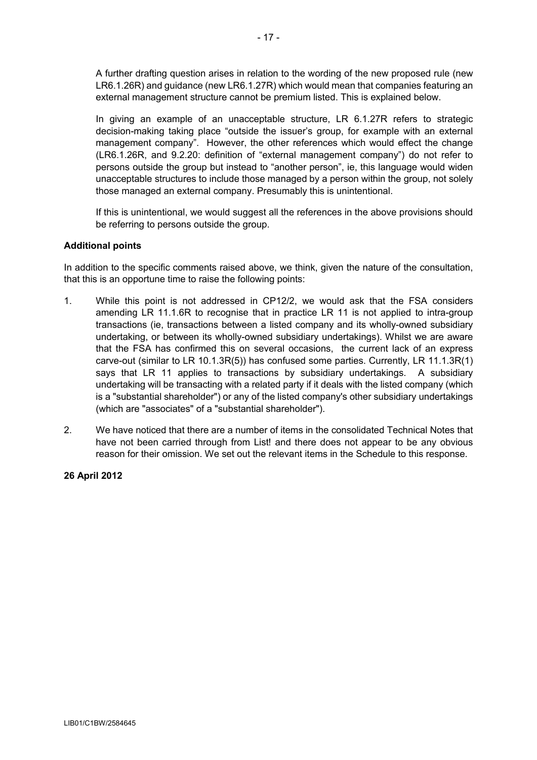A further drafting question arises in relation to the wording of the new proposed rule (new LR6.1.26R) and guidance (new LR6.1.27R) which would mean that companies featuring an external management structure cannot be premium listed. This is explained below.

In giving an example of an unacceptable structure, LR 6.1.27R refers to strategic decision-making taking place "outside the issuer's group, for example with an external management company". However, the other references which would effect the change (LR6.1.26R, and 9.2.20: definition of "external management company") do not refer to persons outside the group but instead to "another person", ie, this language would widen unacceptable structures to include those managed by a person within the group, not solely those managed an external company. Presumably this is unintentional.

If this is unintentional, we would suggest all the references in the above provisions should be referring to persons outside the group.

**Additional points**

In addition to the specific comments raised above, we think, given the nature of the consultation, that this is an opportune time to raise the following points:

1. While this point is not addressed in CP12/2, we would ask that the FSA considers amending LR 11.1.6R to recognise that in practice LR 11 is not applied to intra-group transactions (ie, transactions between a listed company and its wholly-owned subsidiary undertaking, or between its wholly-owned subsidiary undertakings). Whilst we are aware that the FSA has confirmed this on several occasions, the current lack of an express carve-out (similar to LR 10.1.3R(5)) has confused some parties. Currently, LR 11.1.3R(1) says that LR 11 applies to transactions by subsidiary undertakings. A subsidiary undertaking will be transacting with a related party if it deals with the listed company (which is a "substantial shareholder") or any of the listed company's other subsidiary undertakings (which are "associates" of a "substantial shareholder").

2. We have noticed that there are a number of items in the consolidated Technical Notes that have not been carried through from List! and there does not appear to be any obvious reason for their omission. We set out the relevant items in the Schedule to this response.

**26 April 2012**

LIB01/C1BW/2584645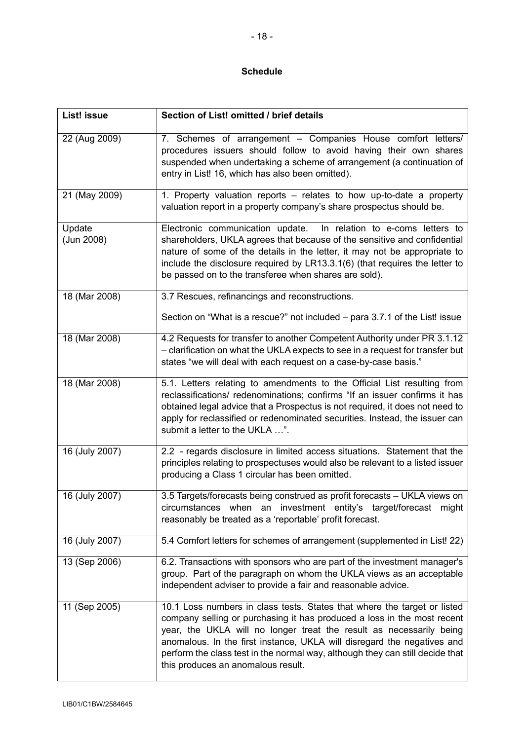# Schedule

| List! issue | Section of List! omitted / brief details |
|---|---|
| 22 (Aug 2009) | 7. Schemes of arrangement – Companies House comfort letters/ procedures issuers should follow to avoid having their own shares suspended when undertaking a scheme of arrangement (a continuation of entry in List! 16, which has also been omitted). |
| 21 (May 2009) | 1. Property valuation reports – relates to how up-to-date a property valuation report in a property company's share prospectus should be. |
| Update (Jun 2008) | Electronic communication update. In relation to e-coms letters to shareholders, UKLA agrees that because of the sensitive and confidential nature of some of the details in the letter, it may not be appropriate to include the disclosure required by LR13.3.1(6) (that requires the letter to be passed on to the transferee when shares are sold). |
| 18 (Mar 2008) | 3.7 Rescues, refinancings and reconstructions.<br><br>Section on "What is a rescue?" not included – para 3.7.1 of the List! issue |
| 18 (Mar 2008) | 4.2 Requests for transfer to another Competent Authority under PR 3.1.12 – clarification on what the UKLA expects to see in a request for transfer but states "we will deal with each request on a case-by-case basis." |
| 18 (Mar 2008) | 5.1. Letters relating to amendments to the Official List resulting from reclassifications/ redenominations; confirms "If an issuer confirms it has obtained legal advice that a Prospectus is not required, it does not need to apply for reclassified or redenominated securities. Instead, the issuer can submit a letter to the UKLA …". |
| 16 (July 2007) | 2.2 - regards disclosure in limited access situations. Statement that the principles relating to prospectuses would also be relevant to a listed issuer producing a Class 1 circular has been omitted. |
| 16 (July 2007) | 3.5 Targets/forecasts being construed as profit forecasts – UKLA views on circumstances when an investment entity's target/forecast might reasonably be treated as a 'reportable' profit forecast. |
| 16 (July 2007) | 5.4 Comfort letters for schemes of arrangement (supplemented in List! 22) |
| 13 (Sep 2006) | 6.2. Transactions with sponsors who are part of the investment manager's group. Part of the paragraph on whom the UKLA views as an acceptable independent adviser to provide a fair and reasonable advice. |
| 11 (Sep 2005) | 10.1 Loss numbers in class tests. States that where the target or listed company selling or purchasing it has produced a loss in the most recent year, the UKLA will no longer treat the result as necessarily being anomalous. In the first instance, UKLA will disregard the negatives and perform the class test in the normal way, although they can still decide that this produces an anomalous result. |

LIB01/C1BW/2584645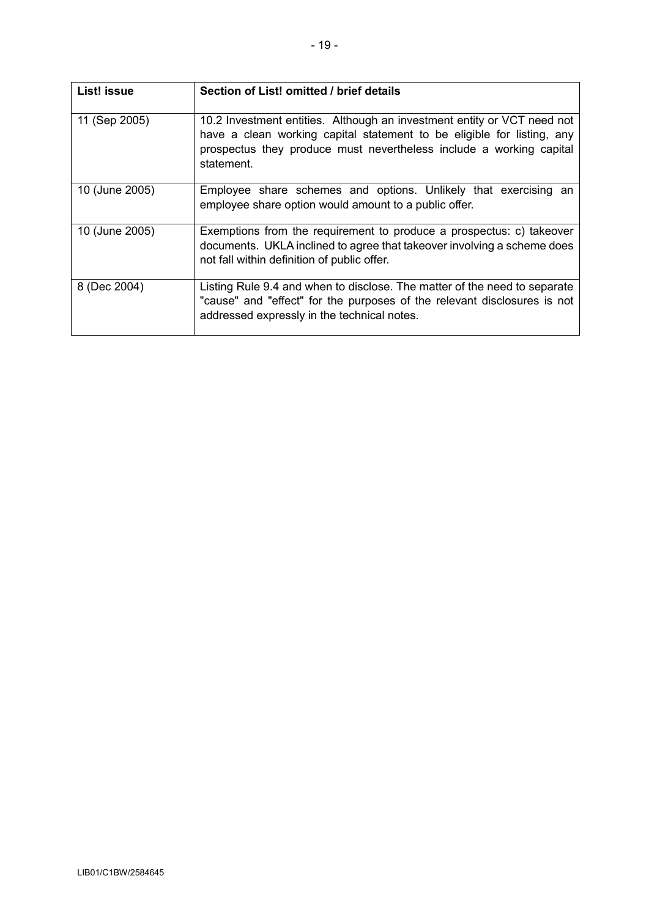| List! issue | Section of List! omitted / brief details |
| --- | --- |
| 11 (Sep 2005) | 10.2 Investment entities. Although an investment entity or VCT need not have a clean working capital statement to be eligible for listing, any prospectus they produce must nevertheless include a working capital statement. |
| 10 (June 2005) | Employee share schemes and options. Unlikely that exercising an employee share option would amount to a public offer. |
| 10 (June 2005) | Exemptions from the requirement to produce a prospectus: c) takeover documents. UKLA inclined to agree that takeover involving a scheme does not fall within definition of public offer. |
| 8 (Dec 2004) | Listing Rule 9.4 and when to disclose. The matter of the need to separate "cause" and "effect" for the purposes of the relevant disclosures is not addressed expressly in the technical notes. |